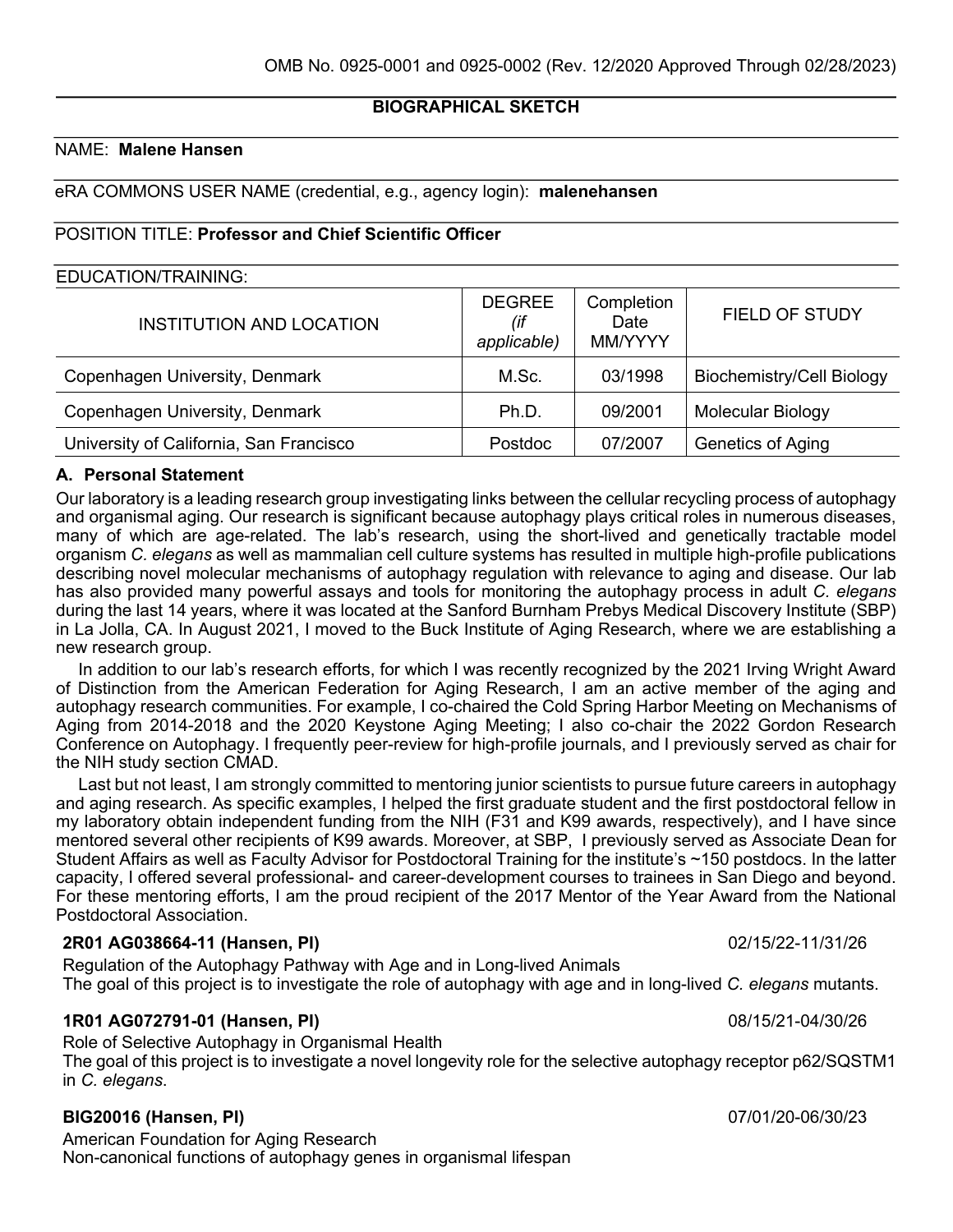OMB No. 0925-0001 and 0925-0002 (Rev. 12/2020 Approved Through 02/28/2023)

# BIOGRAPHICAL SKETCH

NAME: **Malene Hansen**

eRA COMMONS USER NAME (credential, e.g., agency login): **malenehansen**

POSITION TITLE: **Professor and Chief Scientific Officer**

EDUCATION/TRAINING:

| INSTITUTION AND LOCATION | DEGREE *(if applicable)* | Completion Date MM/YYYY | FIELD OF STUDY |
|---|---|---|---|
| Copenhagen University, Denmark | M.Sc. | 03/1998 | Biochemistry/Cell Biology |
| Copenhagen University, Denmark | Ph.D. | 09/2001 | Molecular Biology |
| University of California, San Francisco | Postdoc | 07/2007 | Genetics of Aging |

## A. Personal Statement

Our laboratory is a leading research group investigating links between the cellular recycling process of autophagy and organismal aging. Our research is significant because autophagy plays critical roles in numerous diseases, many of which are age-related. The lab's research, using the short-lived and genetically tractable model organism *C. elegans* as well as mammalian cell culture systems has resulted in multiple high-profile publications describing novel molecular mechanisms of autophagy regulation with relevance to aging and disease. Our lab has also provided many powerful assays and tools for monitoring the autophagy process in adult *C. elegans* during the last 14 years, where it was located at the Sanford Burnham Prebys Medical Discovery Institute (SBP) in La Jolla, CA. In August 2021, I moved to the Buck Institute of Aging Research, where we are establishing a new research group.

In addition to our lab's research efforts, for which I was recently recognized by the 2021 Irving Wright Award of Distinction from the American Federation for Aging Research, I am an active member of the aging and autophagy research communities. For example, I co-chaired the Cold Spring Harbor Meeting on Mechanisms of Aging from 2014-2018 and the 2020 Keystone Aging Meeting; I also co-chair the 2022 Gordon Research Conference on Autophagy. I frequently peer-review for high-profile journals, and I previously served as chair for the NIH study section CMAD.

Last but not least, I am strongly committed to mentoring junior scientists to pursue future careers in autophagy and aging research. As specific examples, I helped the first graduate student and the first postdoctoral fellow in my laboratory obtain independent funding from the NIH (F31 and K99 awards, respectively), and I have since mentored several other recipients of K99 awards. Moreover, at SBP, I previously served as Associate Dean for Student Affairs as well as Faculty Advisor for Postdoctoral Training for the institute's ~150 postdocs. In the latter capacity, I offered several professional- and career-development courses to trainees in San Diego and beyond. For these mentoring efforts, I am the proud recipient of the 2017 Mentor of the Year Award from the National Postdoctoral Association.

**2R01 AG038664-11 (Hansen, PI)** 02/15/22-11/31/26

Regulation of the Autophagy Pathway with Age and in Long-lived Animals
The goal of this project is to investigate the role of autophagy with age and in long-lived *C. elegans* mutants.

**1R01 AG072791-01 (Hansen, PI)** 08/15/21-04/30/26

Role of Selective Autophagy in Organismal Health
The goal of this project is to investigate a novel longevity role for the selective autophagy receptor p62/SQSTM1 in *C. elegans*.

**BIG20016 (Hansen, PI)** 07/01/20-06/30/23

American Foundation for Aging Research
Non-canonical functions of autophagy genes in organismal lifespan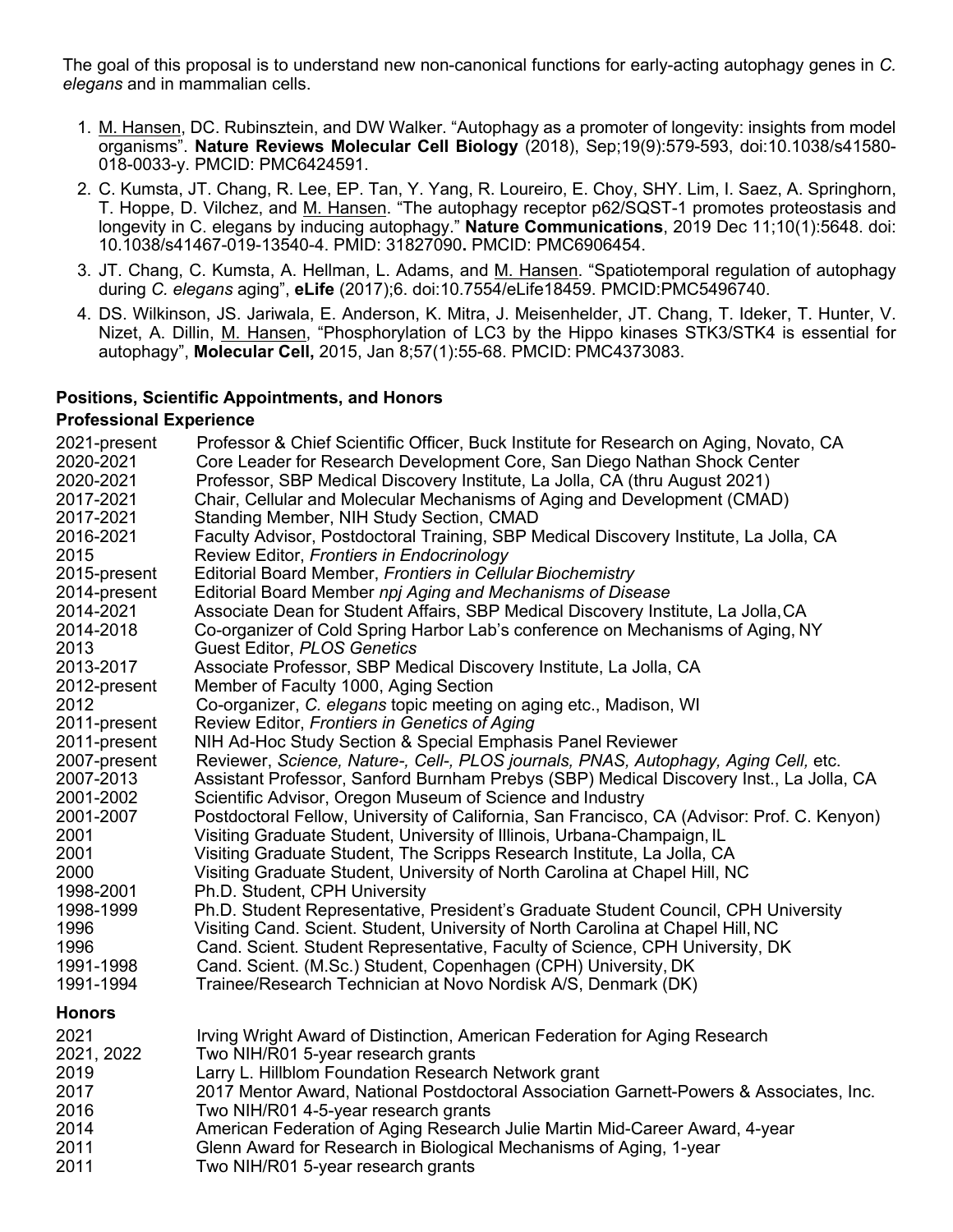The goal of this proposal is to understand new non-canonical functions for early-acting autophagy genes in *C. elegans* and in mammalian cells.

1. M. Hansen, DC. Rubinsztein, and DW Walker. "Autophagy as a promoter of longevity: insights from model organisms". **Nature Reviews Molecular Cell Biology** (2018), Sep;19(9):579-593, doi:10.1038/s41580-018-0033-y. PMCID: PMC6424591.
2. C. Kumsta, JT. Chang, R. Lee, EP. Tan, Y. Yang, R. Loureiro, E. Choy, SHY. Lim, I. Saez, A. Springhorn, T. Hoppe, D. Vilchez, and M. Hansen. "The autophagy receptor p62/SQST-1 promotes proteostasis and longevity in C. elegans by inducing autophagy." **Nature Communications**, 2019 Dec 11;10(1):5648. doi: 10.1038/s41467-019-13540-4. PMID: 31827090**.** PMCID: PMC6906454.
3. JT. Chang, C. Kumsta, A. Hellman, L. Adams, and M. Hansen. "Spatiotemporal regulation of autophagy during *C. elegans* aging", **eLife** (2017);6. doi:10.7554/eLife18459. PMCID:PMC5496740.
4. DS. Wilkinson, JS. Jariwala, E. Anderson, K. Mitra, J. Meisenhelder, JT. Chang, T. Ideker, T. Hunter, V. Nizet, A. Dillin, M. Hansen, "Phosphorylation of LC3 by the Hippo kinases STK3/STK4 is essential for autophagy", **Molecular Cell,** 2015, Jan 8;57(1):55-68. PMCID: PMC4373083.

## Positions, Scientific Appointments, and Honors

### Professional Experience

2021-present Professor & Chief Scientific Officer, Buck Institute for Research on Aging, Novato, CA
2020-2021 Core Leader for Research Development Core, San Diego Nathan Shock Center
2020-2021 Professor, SBP Medical Discovery Institute, La Jolla, CA (thru August 2021)
2017-2021 Chair, Cellular and Molecular Mechanisms of Aging and Development (CMAD)
2017-2021 Standing Member, NIH Study Section, CMAD
2016-2021 Faculty Advisor, Postdoctoral Training, SBP Medical Discovery Institute, La Jolla, CA
2015 Review Editor, *Frontiers in Endocrinology*
2015-present Editorial Board Member, *Frontiers in Cellular Biochemistry*
2014-present Editorial Board Member *npj Aging and Mechanisms of Disease*
2014-2021 Associate Dean for Student Affairs, SBP Medical Discovery Institute, La Jolla, CA
2014-2018 Co-organizer of Cold Spring Harbor Lab's conference on Mechanisms of Aging, NY
2013 Guest Editor, *PLOS Genetics*
2013-2017 Associate Professor, SBP Medical Discovery Institute, La Jolla, CA
2012-present Member of Faculty 1000, Aging Section
2012 Co-organizer, *C. elegans* topic meeting on aging etc., Madison, WI
2011-present Review Editor, *Frontiers in Genetics of Aging*
2011-present NIH Ad-Hoc Study Section & Special Emphasis Panel Reviewer
2007-present Reviewer, *Science, Nature-, Cell-, PLOS journals, PNAS, Autophagy, Aging Cell,* etc.
2007-2013 Assistant Professor, Sanford Burnham Prebys (SBP) Medical Discovery Inst., La Jolla, CA
2001-2002 Scientific Advisor, Oregon Museum of Science and Industry
2001-2007 Postdoctoral Fellow, University of California, San Francisco, CA (Advisor: Prof. C. Kenyon)
2001 Visiting Graduate Student, University of Illinois, Urbana-Champaign, IL
2001 Visiting Graduate Student, The Scripps Research Institute, La Jolla, CA
2000 Visiting Graduate Student, University of North Carolina at Chapel Hill, NC
1998-2001 Ph.D. Student, CPH University
1998-1999 Ph.D. Student Representative, President's Graduate Student Council, CPH University
1996 Visiting Cand. Scient. Student, University of North Carolina at Chapel Hill, NC
1996 Cand. Scient. Student Representative, Faculty of Science, CPH University, DK
1991-1998 Cand. Scient. (M.Sc.) Student, Copenhagen (CPH) University, DK
1991-1994 Trainee/Research Technician at Novo Nordisk A/S, Denmark (DK)

### Honors

2021 Irving Wright Award of Distinction, American Federation for Aging Research
2021, 2022 Two NIH/R01 5-year research grants
2019 Larry L. Hillblom Foundation Research Network grant
2017 2017 Mentor Award, National Postdoctoral Association Garnett-Powers & Associates, Inc.
2016 Two NIH/R01 4-5-year research grants
2014 American Federation of Aging Research Julie Martin Mid-Career Award, 4-year
2011 Glenn Award for Research in Biological Mechanisms of Aging, 1-year
2011 Two NIH/R01 5-year research grants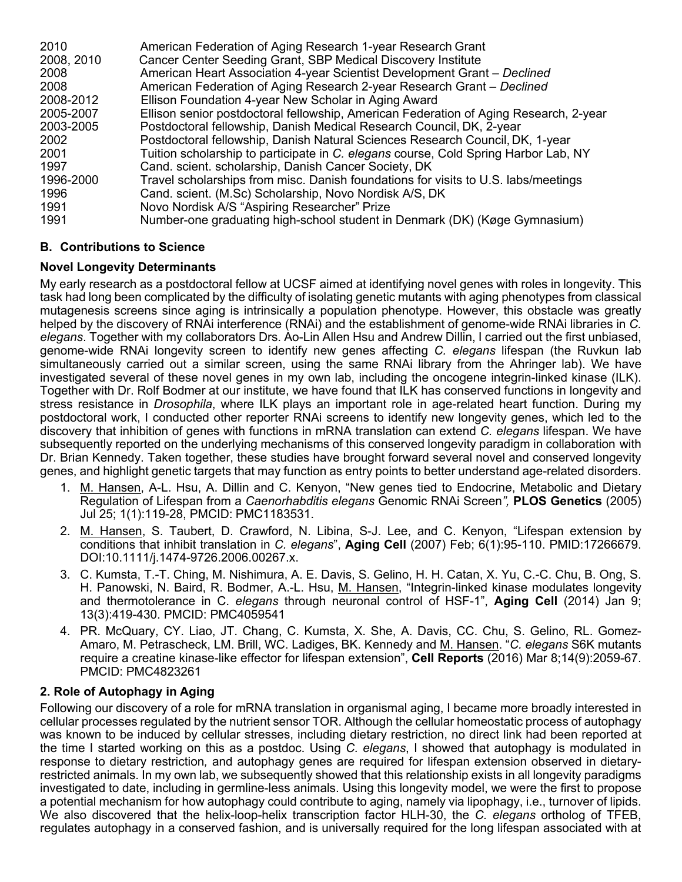| | |
|---|---|
| 2010 | American Federation of Aging Research 1-year Research Grant |
| 2008, 2010 | Cancer Center Seeding Grant, SBP Medical Discovery Institute |
| 2008 | American Heart Association 4-year Scientist Development Grant – *Declined* |
| 2008 | American Federation of Aging Research 2-year Research Grant – *Declined* |
| 2008-2012 | Ellison Foundation 4-year New Scholar in Aging Award |
| 2005-2007 | Ellison senior postdoctoral fellowship, American Federation of Aging Research, 2-year |
| 2003-2005 | Postdoctoral fellowship, Danish Medical Research Council, DK, 2-year |
| 2002 | Postdoctoral fellowship, Danish Natural Sciences Research Council, DK, 1-year |
| 2001 | Tuition scholarship to participate in *C. elegans* course, Cold Spring Harbor Lab, NY |
| 1997 | Cand. scient. scholarship, Danish Cancer Society, DK |
| 1996-2000 | Travel scholarships from misc. Danish foundations for visits to U.S. labs/meetings |
| 1996 | Cand. scient. (M.Sc) Scholarship, Novo Nordisk A/S, DK |
| 1991 | Novo Nordisk A/S "Aspiring Researcher" Prize |
| 1991 | Number-one graduating high-school student in Denmark (DK) (Køge Gymnasium) |

## B. Contributions to Science

### Novel Longevity Determinants

My early research as a postdoctoral fellow at UCSF aimed at identifying novel genes with roles in longevity. This task had long been complicated by the difficulty of isolating genetic mutants with aging phenotypes from classical mutagenesis screens since aging is intrinsically a population phenotype. However, this obstacle was greatly helped by the discovery of RNAi interference (RNAi) and the establishment of genome-wide RNAi libraries in *C. elegans*. Together with my collaborators Drs. Ao-Lin Allen Hsu and Andrew Dillin, I carried out the first unbiased, genome-wide RNAi longevity screen to identify new genes affecting *C. elegans* lifespan (the Ruvkun lab simultaneously carried out a similar screen, using the same RNAi library from the Ahringer lab). We have investigated several of these novel genes in my own lab, including the oncogene integrin-linked kinase (ILK). Together with Dr. Rolf Bodmer at our institute, we have found that ILK has conserved functions in longevity and stress resistance in *Drosophila*, where ILK plays an important role in age-related heart function. During my postdoctoral work, I conducted other reporter RNAi screens to identify new longevity genes, which led to the discovery that inhibition of genes with functions in mRNA translation can extend *C. elegans* lifespan. We have subsequently reported on the underlying mechanisms of this conserved longevity paradigm in collaboration with Dr. Brian Kennedy. Taken together, these studies have brought forward several novel and conserved longevity genes, and highlight genetic targets that may function as entry points to better understand age-related disorders.

1. M. Hansen, A-L. Hsu, A. Dillin and C. Kenyon, "New genes tied to Endocrine, Metabolic and Dietary Regulation of Lifespan from a *Caenorhabditis elegans* Genomic RNAi Screen*",* **PLOS Genetics** (2005) Jul 25; 1(1):119-28, PMCID: PMC1183531.
2. M. Hansen, S. Taubert, D. Crawford, N. Libina, S-J. Lee, and C. Kenyon, "Lifespan extension by conditions that inhibit translation in *C. elegans*", **Aging Cell** (2007) Feb; 6(1):95-110. PMID:17266679. DOI:10.1111/j.1474-9726.2006.00267.x.
3. C. Kumsta, T.-T. Ching, M. Nishimura, A. E. Davis, S. Gelino, H. H. Catan, X. Yu, C.-C. Chu, B. Ong, S. H. Panowski, N. Baird, R. Bodmer, A.-L. Hsu, M. Hansen, "Integrin-linked kinase modulates longevity and thermotolerance in C. *elegans* through neuronal control of HSF-1", **Aging Cell** (2014) Jan 9; 13(3):419-430. PMCID: PMC4059541
4. PR. McQuary, CY. Liao, JT. Chang, C. Kumsta, X. She, A. Davis, CC. Chu, S. Gelino, RL. Gomez-Amaro, M. Petrascheck, LM. Brill, WC. Ladiges, BK. Kennedy and M. Hansen. "*C. elegans* S6K mutants require a creatine kinase-like effector for lifespan extension", **Cell Reports** (2016) Mar 8;14(9):2059-67. PMCID: PMC4823261

### 2. Role of Autophagy in Aging

Following our discovery of a role for mRNA translation in organismal aging, I became more broadly interested in cellular processes regulated by the nutrient sensor TOR. Although the cellular homeostatic process of autophagy was known to be induced by cellular stresses, including dietary restriction, no direct link had been reported at the time I started working on this as a postdoc. Using *C. elegans*, I showed that autophagy is modulated in response to dietary restriction*,* and autophagy genes are required for lifespan extension observed in dietary-restricted animals. In my own lab, we subsequently showed that this relationship exists in all longevity paradigms investigated to date, including in germline-less animals. Using this longevity model, we were the first to propose a potential mechanism for how autophagy could contribute to aging, namely via lipophagy, i.e., turnover of lipids. We also discovered that the helix-loop-helix transcription factor HLH-30, the *C. elegans* ortholog of TFEB, regulates autophagy in a conserved fashion, and is universally required for the long lifespan associated with at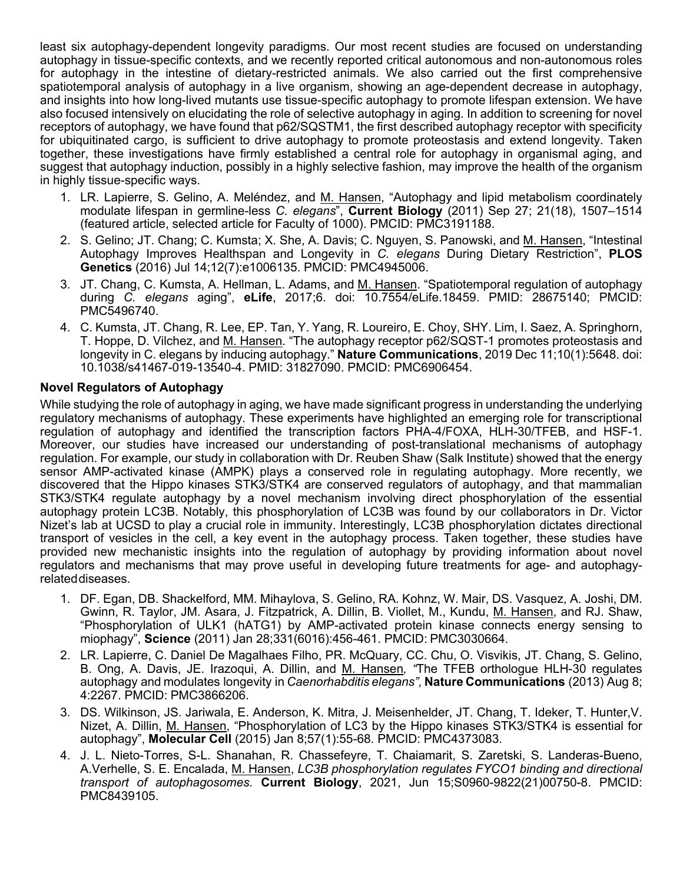least six autophagy-dependent longevity paradigms. Our most recent studies are focused on understanding autophagy in tissue-specific contexts, and we recently reported critical autonomous and non-autonomous roles for autophagy in the intestine of dietary-restricted animals. We also carried out the first comprehensive spatiotemporal analysis of autophagy in a live organism, showing an age-dependent decrease in autophagy, and insights into how long-lived mutants use tissue-specific autophagy to promote lifespan extension. We have also focused intensively on elucidating the role of selective autophagy in aging. In addition to screening for novel receptors of autophagy, we have found that p62/SQSTM1, the first described autophagy receptor with specificity for ubiquitinated cargo, is sufficient to drive autophagy to promote proteostasis and extend longevity. Taken together, these investigations have firmly established a central role for autophagy in organismal aging, and suggest that autophagy induction, possibly in a highly selective fashion, may improve the health of the organism in highly tissue-specific ways.

1. LR. Lapierre, S. Gelino, A. Meléndez, and M. Hansen, "Autophagy and lipid metabolism coordinately modulate lifespan in germline-less *C. elegans*", **Current Biology** (2011) Sep 27; 21(18), 1507–1514 (featured article, selected article for Faculty of 1000). PMCID: PMC3191188.
2. S. Gelino; JT. Chang; C. Kumsta; X. She, A. Davis; C. Nguyen, S. Panowski, and M. Hansen, "Intestinal Autophagy Improves Healthspan and Longevity in *C. elegans* During Dietary Restriction", **PLOS Genetics** (2016) Jul 14;12(7):e1006135. PMCID: PMC4945006.
3. JT. Chang, C. Kumsta, A. Hellman, L. Adams, and M. Hansen. "Spatiotemporal regulation of autophagy during *C. elegans* aging", **eLife**, 2017;6. doi: 10.7554/eLife.18459. PMID: 28675140; PMCID: PMC5496740.
4. C. Kumsta, JT. Chang, R. Lee, EP. Tan, Y. Yang, R. Loureiro, E. Choy, SHY. Lim, I. Saez, A. Springhorn, T. Hoppe, D. Vilchez, and M. Hansen. "The autophagy receptor p62/SQST-1 promotes proteostasis and longevity in C. elegans by inducing autophagy." **Nature Communications**, 2019 Dec 11;10(1):5648. doi: 10.1038/s41467-019-13540-4. PMID: 31827090. PMCID: PMC6906454.

**Novel Regulators of Autophagy**

While studying the role of autophagy in aging, we have made significant progress in understanding the underlying regulatory mechanisms of autophagy. These experiments have highlighted an emerging role for transcriptional regulation of autophagy and identified the transcription factors PHA-4/FOXA, HLH-30/TFEB, and HSF-1. Moreover, our studies have increased our understanding of post-translational mechanisms of autophagy regulation. For example, our study in collaboration with Dr. Reuben Shaw (Salk Institute) showed that the energy sensor AMP-activated kinase (AMPK) plays a conserved role in regulating autophagy. More recently, we discovered that the Hippo kinases STK3/STK4 are conserved regulators of autophagy, and that mammalian STK3/STK4 regulate autophagy by a novel mechanism involving direct phosphorylation of the essential autophagy protein LC3B. Notably, this phosphorylation of LC3B was found by our collaborators in Dr. Victor Nizet's lab at UCSD to play a crucial role in immunity. Interestingly, LC3B phosphorylation dictates directional transport of vesicles in the cell, a key event in the autophagy process. Taken together, these studies have provided new mechanistic insights into the regulation of autophagy by providing information about novel regulators and mechanisms that may prove useful in developing future treatments for age- and autophagy-related diseases.

1. DF. Egan, DB. Shackelford, MM. Mihaylova, S. Gelino, RA. Kohnz, W. Mair, DS. Vasquez, A. Joshi, DM. Gwinn, R. Taylor, JM. Asara, J. Fitzpatrick, A. Dillin, B. Viollet, M., Kundu, M. Hansen, and RJ. Shaw, "Phosphorylation of ULK1 (hATG1) by AMP-activated protein kinase connects energy sensing to miophagy", **Science** (2011) Jan 28;331(6016):456-461. PMCID: PMC3030664.
2. LR. Lapierre, C. Daniel De Magalhaes Filho, PR. McQuary, CC. Chu, O. Visvikis, JT. Chang, S. Gelino, B. Ong, A. Davis, JE. Irazoqui, A. Dillin, and M. Hansen*, "*The TFEB orthologue HLH-30 regulates autophagy and modulates longevity in *Caenorhabditis elegans",* **Nature Communications** (2013) Aug 8; 4:2267. PMCID: PMC3866206.
3. DS. Wilkinson, JS. Jariwala, E. Anderson, K. Mitra, J. Meisenhelder, JT. Chang, T. Ideker, T. Hunter,V. Nizet, A. Dillin, M. Hansen, "Phosphorylation of LC3 by the Hippo kinases STK3/STK4 is essential for autophagy", **Molecular Cell** (2015) Jan 8;57(1):55-68. PMCID: PMC4373083.
4. J. L. Nieto-Torres, S-L. Shanahan, R. Chassefeyre, T. Chaiamarit, S. Zaretski, S. Landeras-Bueno, A.Verhelle, S. E. Encalada, M. Hansen, *LC3B phosphorylation regulates FYCO1 binding and directional transport of autophagosomes.* **Current Biology**, 2021, Jun 15;S0960-9822(21)00750-8. PMCID: PMC8439105.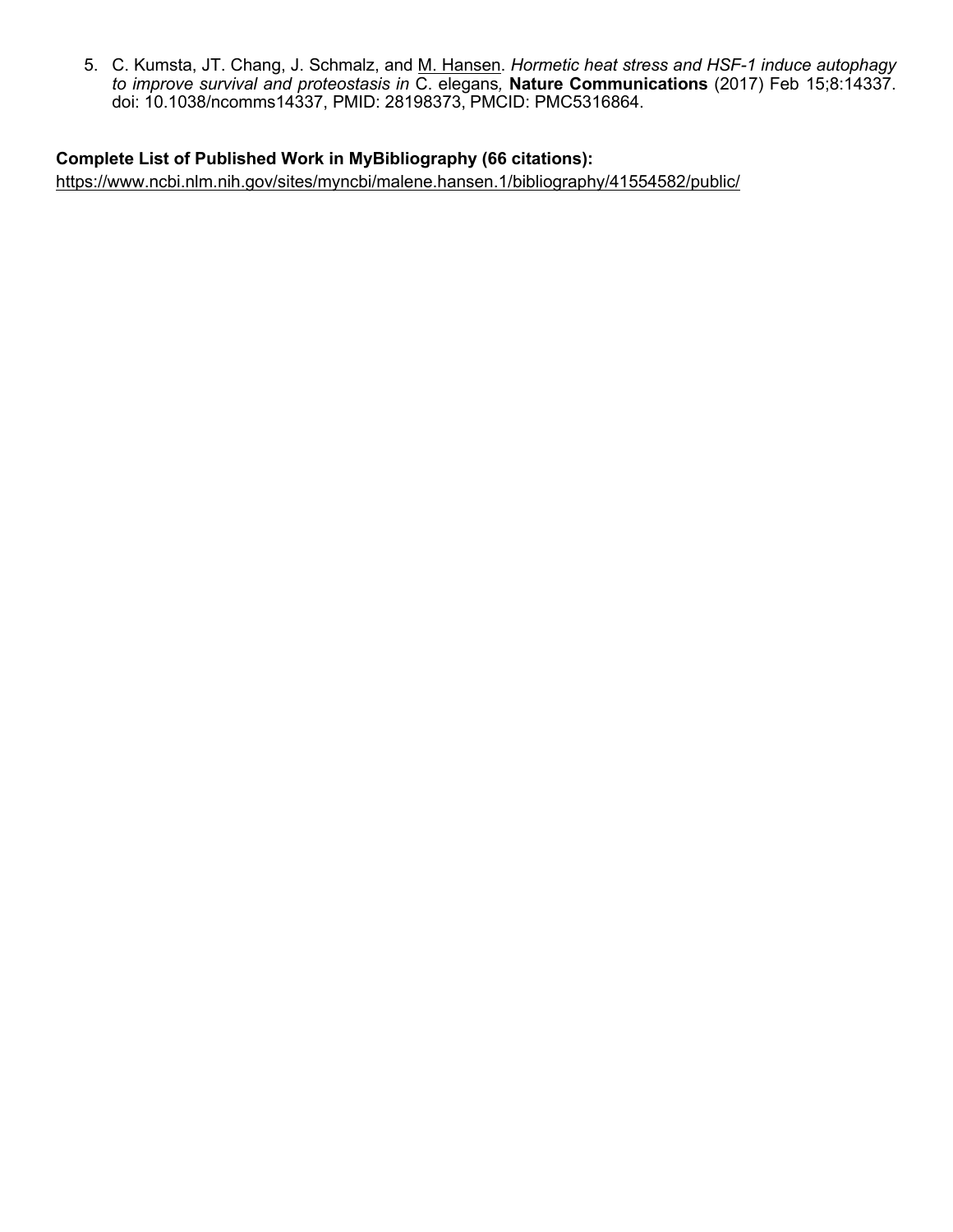5. C. Kumsta, JT. Chang, J. Schmalz, and M. Hansen. *Hormetic heat stress and HSF-1 induce autophagy to improve survival and proteostasis in* C. elegans*,* **Nature Communications** (2017) Feb 15;8:14337. doi: 10.1038/ncomms14337, PMID: 28198373, PMCID: PMC5316864.

**Complete List of Published Work in MyBibliography (66 citations):**
https://www.ncbi.nlm.nih.gov/sites/myncbi/malene.hansen.1/bibliography/41554582/public/